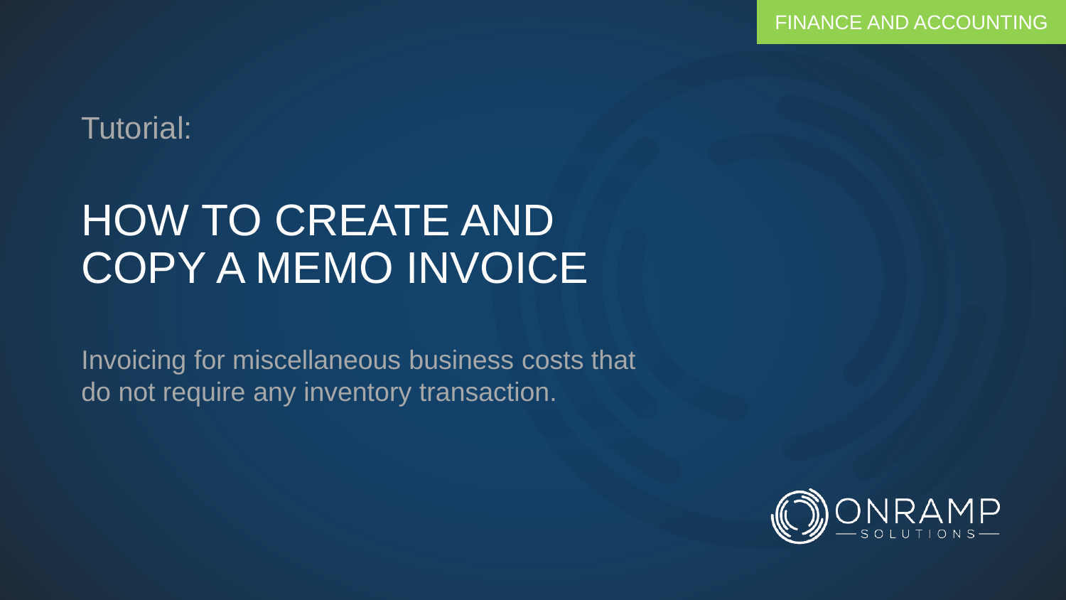FINANCE AND ACCOUNTING

Tutorial:

# HOW TO CREATE AND COPY A MEMO INVOICE

Invoicing for miscellaneous business costs that do not require any inventory transaction.

ONRAMP SOLUTIONS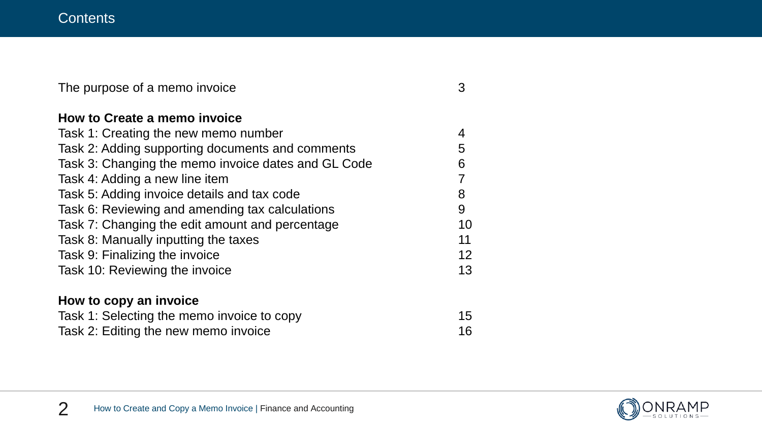# Contents

| | |
|---|---|
| The purpose of a memo invoice | 3 |
| **How to Create a memo invoice** | |
| Task 1: Creating the new memo number | 4 |
| Task 2: Adding supporting documents and comments | 5 |
| Task 3: Changing the memo invoice dates and GL Code | 6 |
| Task 4: Adding a new line item | 7 |
| Task 5: Adding invoice details and tax code | 8 |
| Task 6: Reviewing and amending tax calculations | 9 |
| Task 7: Changing the edit amount and percentage | 10 |
| Task 8: Manually inputting the taxes | 11 |
| Task 9: Finalizing the invoice | 12 |
| Task 10: Reviewing the invoice | 13 |
| **How to copy an invoice** | |
| Task 1: Selecting the memo invoice to copy | 15 |
| Task 2: Editing the new memo invoice | 16 |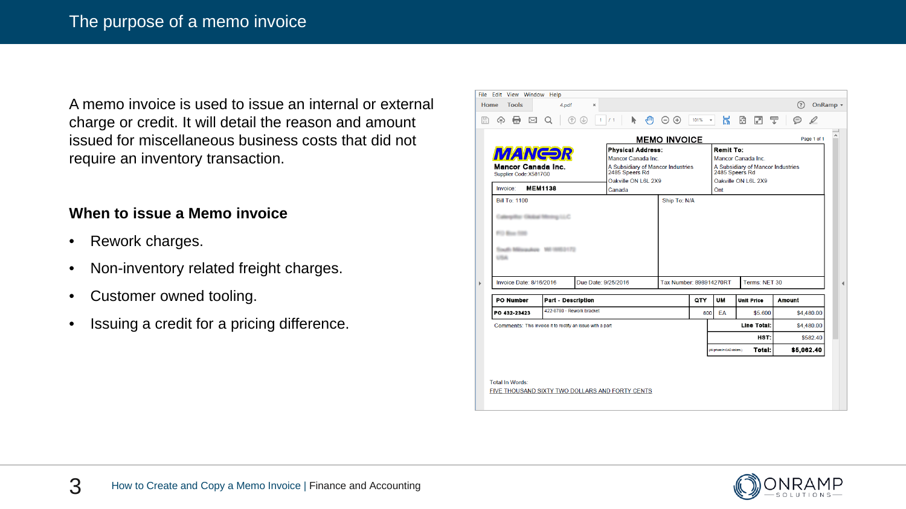# The purpose of a memo invoice

A memo invoice is used to issue an internal or external charge or credit. It will detail the reason and amount issued for miscellaneous business costs that did not require an inventory transaction.

**When to issue a Memo invoice**

- Rework charges.
- Non-inventory related freight charges.
- Customer owned tooling.
- Issuing a credit for a pricing difference.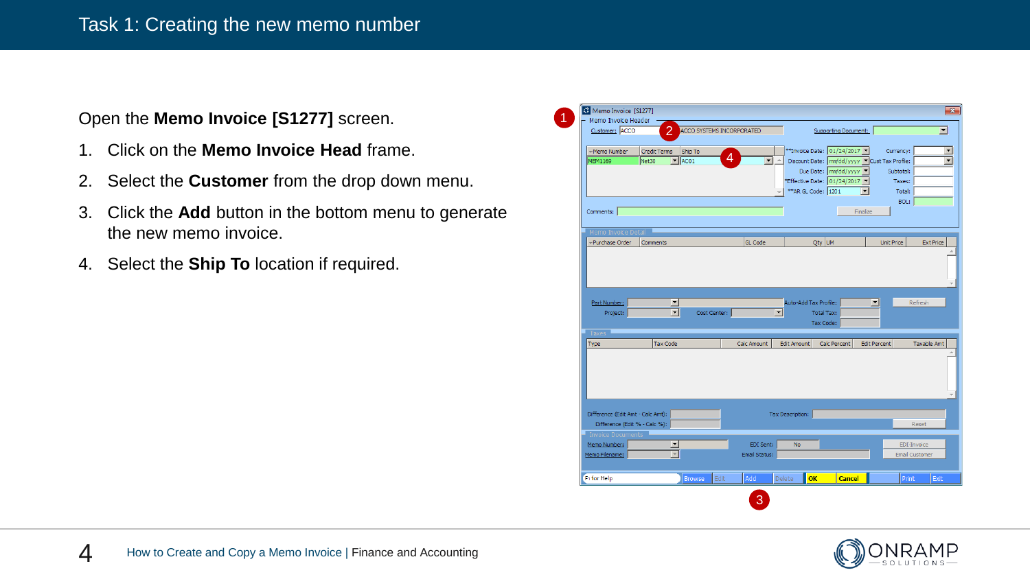# Task 1: Creating the new memo number

Open the **Memo Invoice [S1277]** screen.

1. Click on the **Memo Invoice Head** frame.
2. Select the **Customer** from the drop down menu.
3. Click the **Add** button in the bottom menu to generate the new memo invoice.
4. Select the **Ship To** location if required.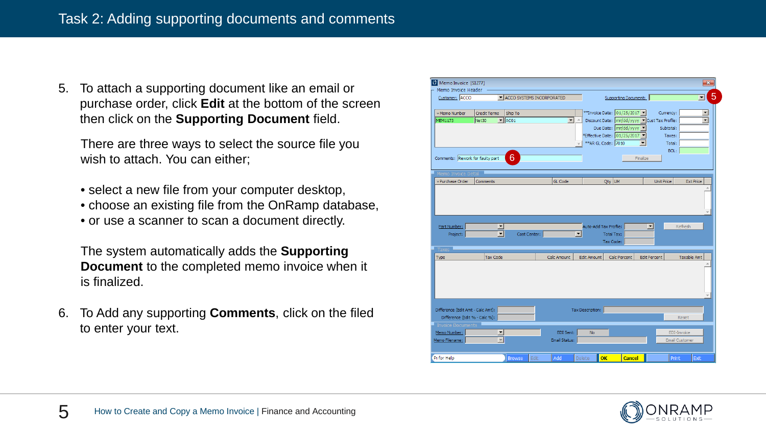# Task 2: Adding supporting documents and comments

5. To attach a supporting document like an email or purchase order, click **Edit** at the bottom of the screen then click on the **Supporting Document** field.

   There are three ways to select the source file you wish to attach. You can either;

   - select a new file from your computer desktop,
   - choose an existing file from the OnRamp database,
   - or use a scanner to scan a document directly.

   The system automatically adds the **Supporting Document** to the completed memo invoice when it is finalized.

6. To Add any supporting **Comments**, click on the filed to enter your text.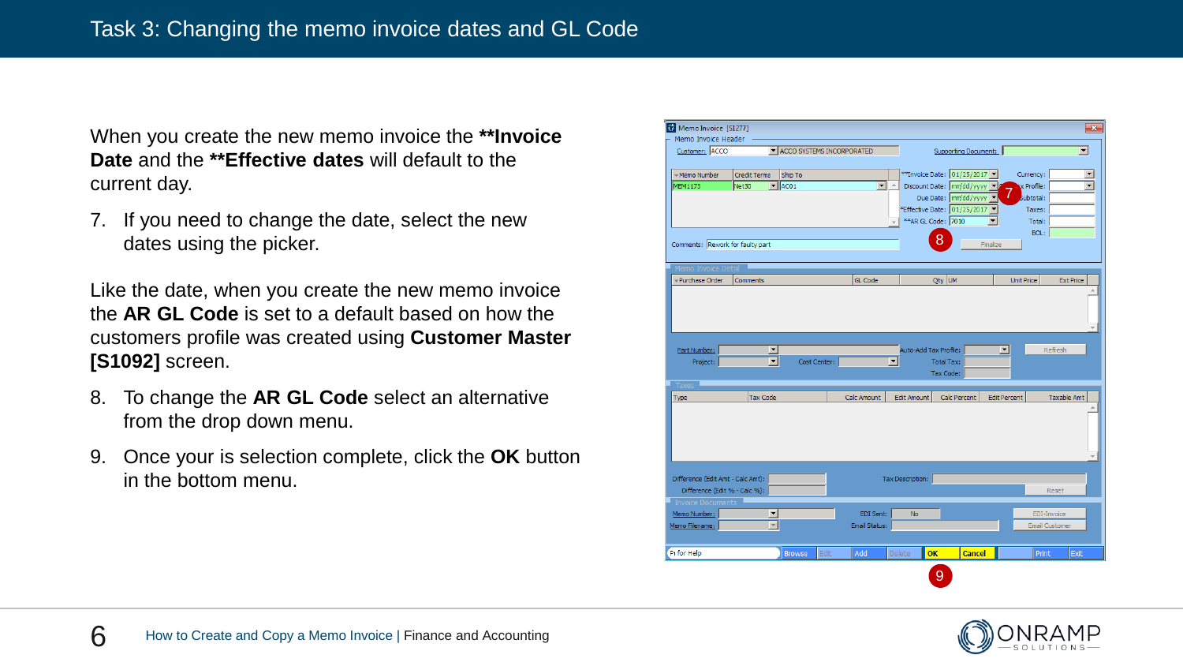# Task 3: Changing the memo invoice dates and GL Code

When you create the new memo invoice the **\*\*Invoice Date** and the **\*\*Effective dates** will default to the current day.

7. If you need to change the date, select the new dates using the picker.

Like the date, when you create the new memo invoice the **AR GL Code** is set to a default based on how the customers profile was created using **Customer Master [S1092]** screen.

8. To change the **AR GL Code** select an alternative from the drop down menu.
9. Once your is selection complete, click the **OK** button in the bottom menu.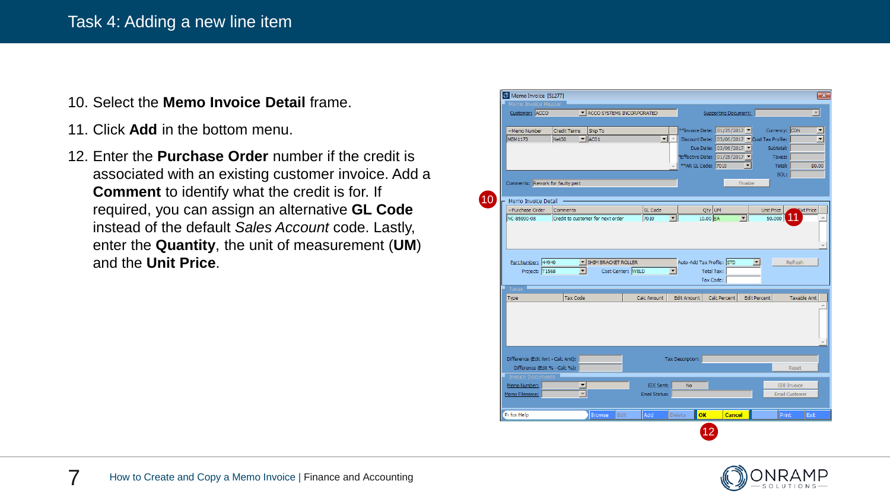# Task 4: Adding a new line item

10. Select the **Memo Invoice Detail** frame.
11. Click **Add** in the bottom menu.
12. Enter the **Purchase Order** number if the credit is associated with an existing customer invoice. Add a **Comment** to identify what the credit is for. If required, you can assign an alternative **GL Code** instead of the default *Sales Account* code. Lastly, enter the **Quantity**, the unit of measurement (**UM**) and the **Unit Price**.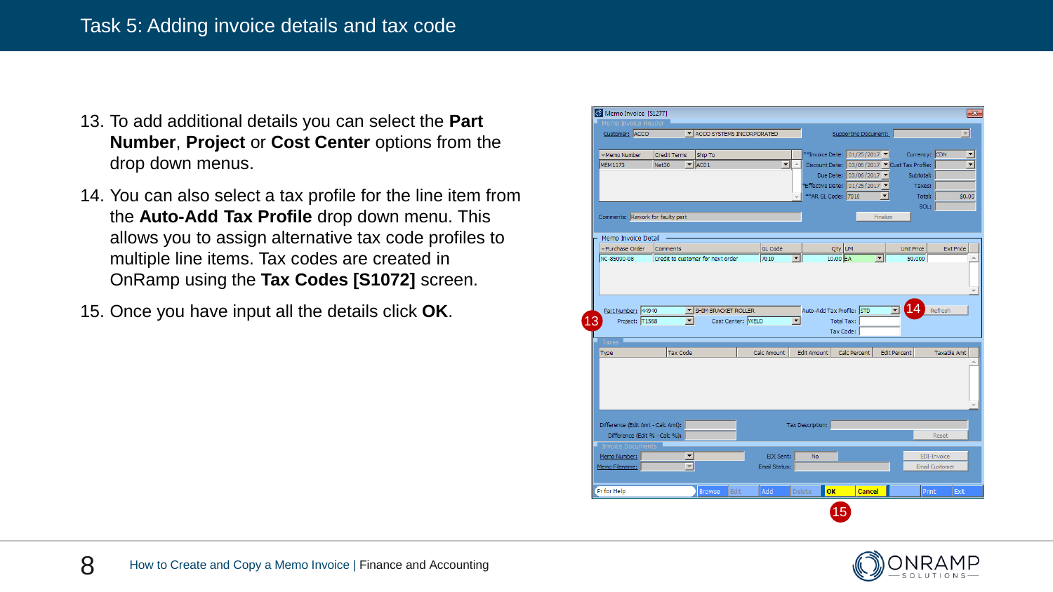# Task 5: Adding invoice details and tax code

13. To add additional details you can select the **Part Number**, **Project** or **Cost Center** options from the drop down menus.
14. You can also select a tax profile for the line item from the **Auto-Add Tax Profile** drop down menu. This allows you to assign alternative tax code profiles to multiple line items. Tax codes are created in OnRamp using the **Tax Codes [S1072]** screen.
15. Once you have input all the details click **OK**.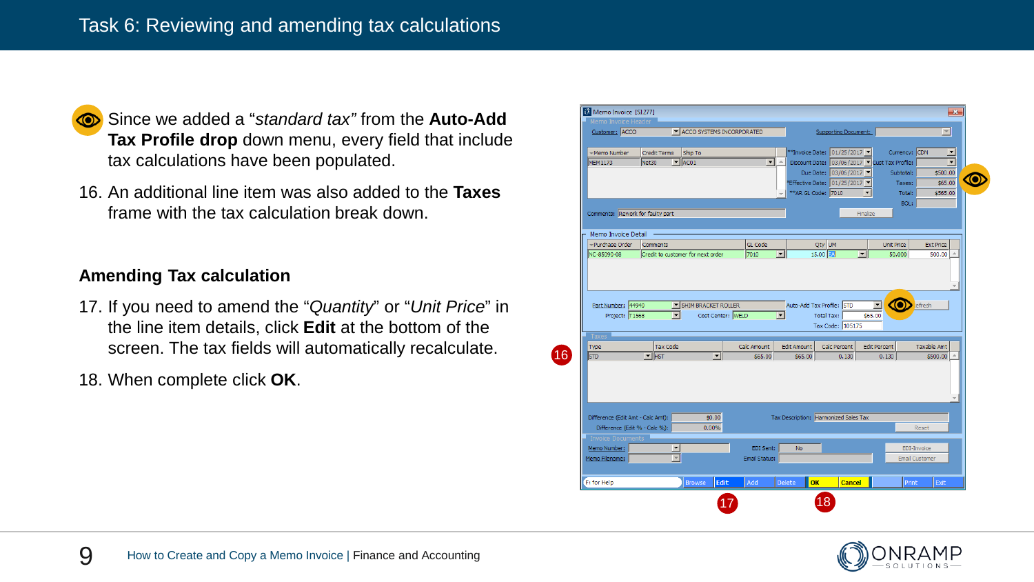## Task 6: Reviewing and amending tax calculations

Since we added a "*standard tax*" from the **Auto-Add Tax Profile drop** down menu, every field that include tax calculations have been populated.

16. An additional line item was also added to the **Taxes** frame with the tax calculation break down.

### Amending Tax calculation

17. If you need to amend the "*Quantity*" or "*Unit Price*" in the line item details, click **Edit** at the bottom of the screen. The tax fields will automatically recalculate.
18. When complete click **OK**.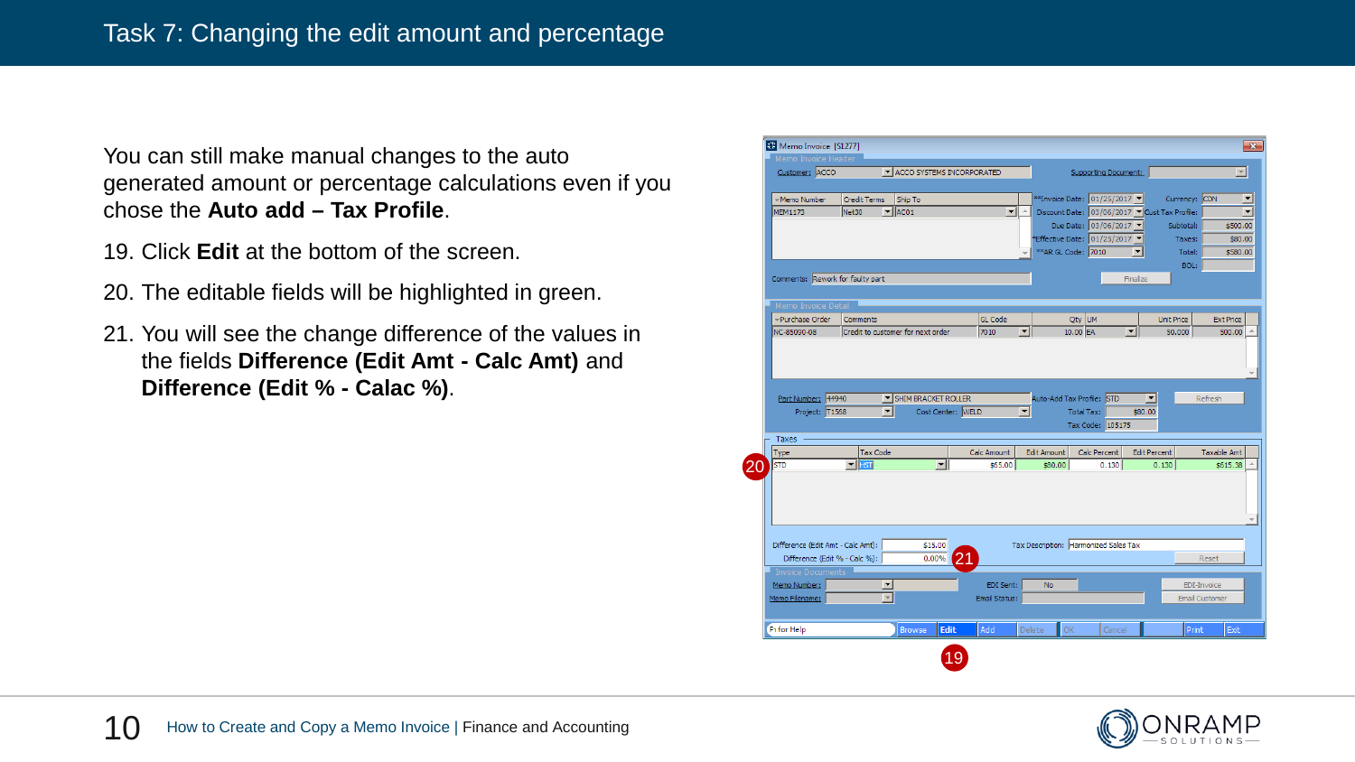# Task 7: Changing the edit amount and percentage

You can still make manual changes to the auto generated amount or percentage calculations even if you chose the **Auto add – Tax Profile**.

19. Click **Edit** at the bottom of the screen.
20. The editable fields will be highlighted in green.
21. You will see the change difference of the values in the fields **Difference (Edit Amt - Calc Amt)** and **Difference (Edit % - Calac %)**.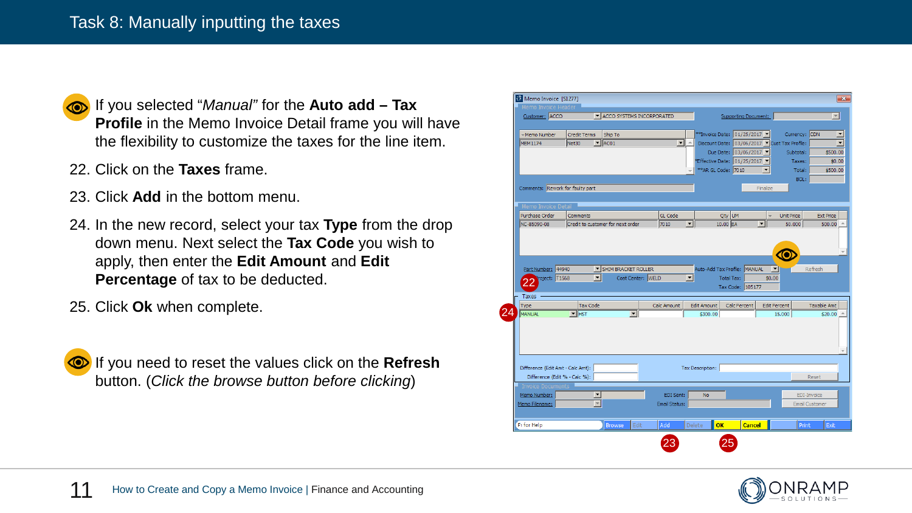# Task 8: Manually inputting the taxes

If you selected "*Manual*" for the **Auto add – Tax Profile** in the Memo Invoice Detail frame you will have the flexibility to customize the taxes for the line item.

22. Click on the **Taxes** frame.
23. Click **Add** in the bottom menu.
24. In the new record, select your tax **Type** from the drop down menu. Next select the **Tax Code** you wish to apply, then enter the **Edit Amount** and **Edit Percentage** of tax to be deducted.
25. Click **Ok** when complete.

If you need to reset the values click on the **Refresh** button. (*Click the browse button before clicking*)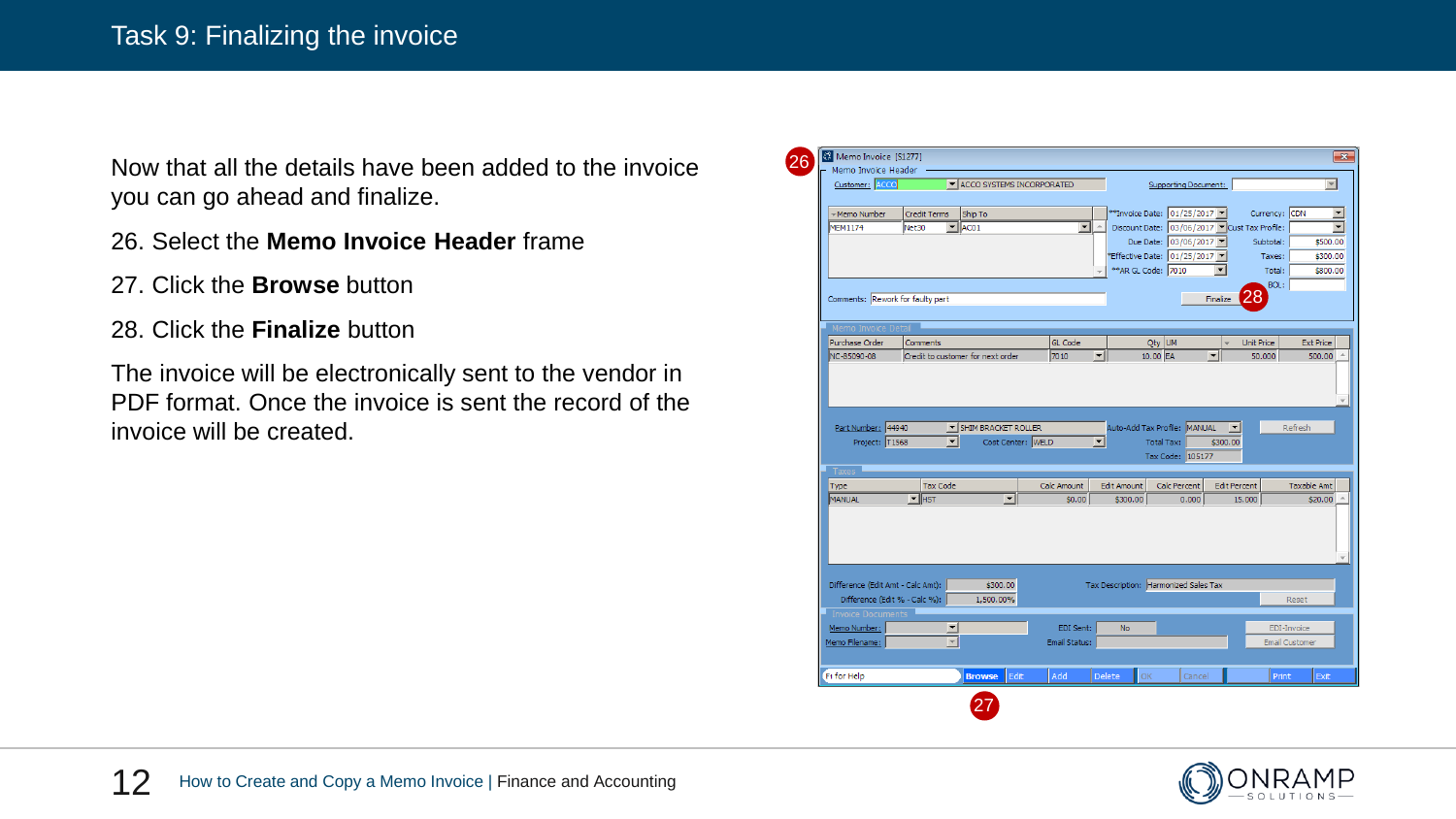# Task 9: Finalizing the invoice

Now that all the details have been added to the invoice you can go ahead and finalize.

26. Select the **Memo Invoice Header** frame
27. Click the **Browse** button
28. Click the **Finalize** button

The invoice will be electronically sent to the vendor in PDF format. Once the invoice is sent the record of the invoice will be created.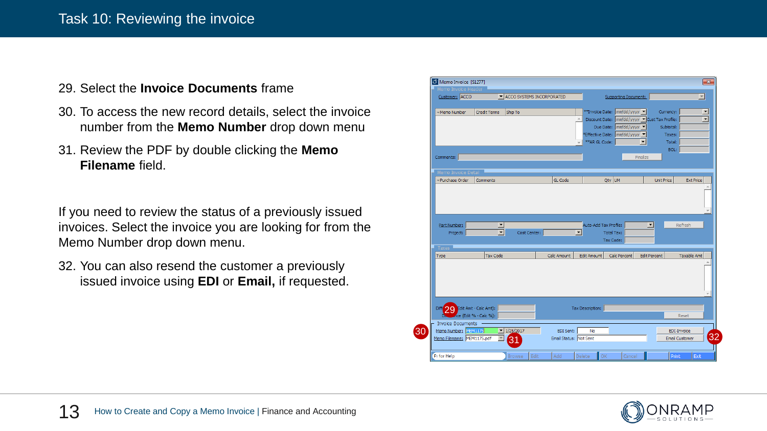# Task 10: Reviewing the invoice

29. Select the **Invoice Documents** frame
30. To access the new record details, select the invoice number from the **Memo Number** drop down menu
31. Review the PDF by double clicking the **Memo Filename** field.

If you need to review the status of a previously issued invoices. Select the invoice you are looking for from the Memo Number drop down menu.

32. You can also resend the customer a previously issued invoice using **EDI** or **Email,** if requested.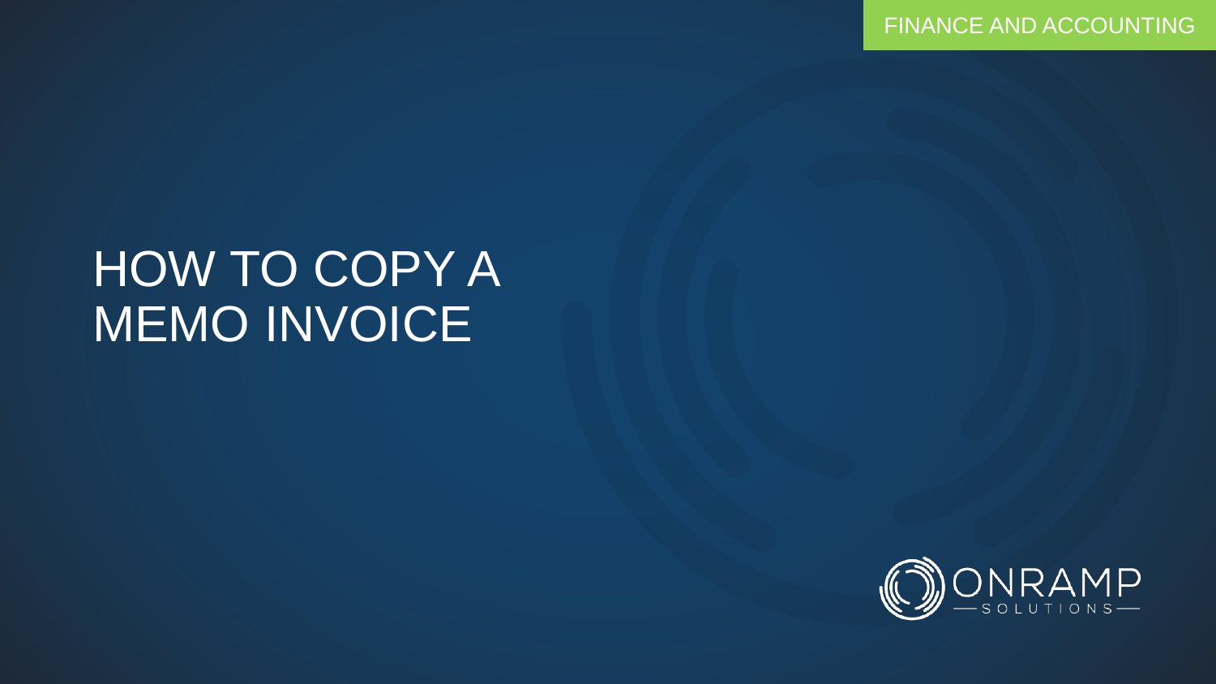FINANCE AND ACCOUNTING

# HOW TO COPY A MEMO INVOICE

ONRAMP SOLUTIONS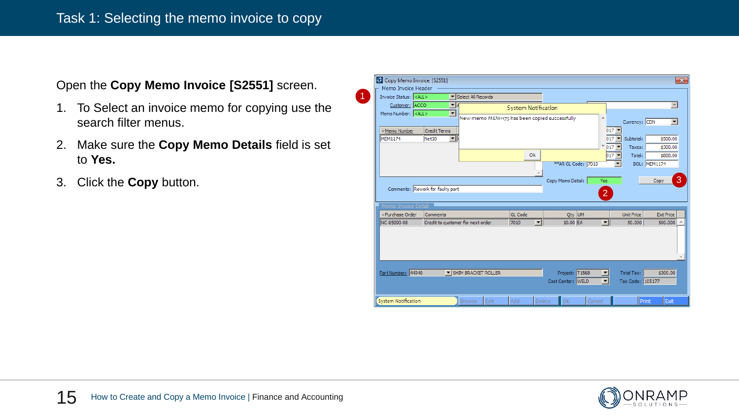# Task 1: Selecting the memo invoice to copy

Open the **Copy Memo Invoice [S2551]** screen.

1. To Select an invoice memo for copying use the search filter menus.
2. Make sure the **Copy Memo Details** field is set to **Yes.**
3. Click the **Copy** button.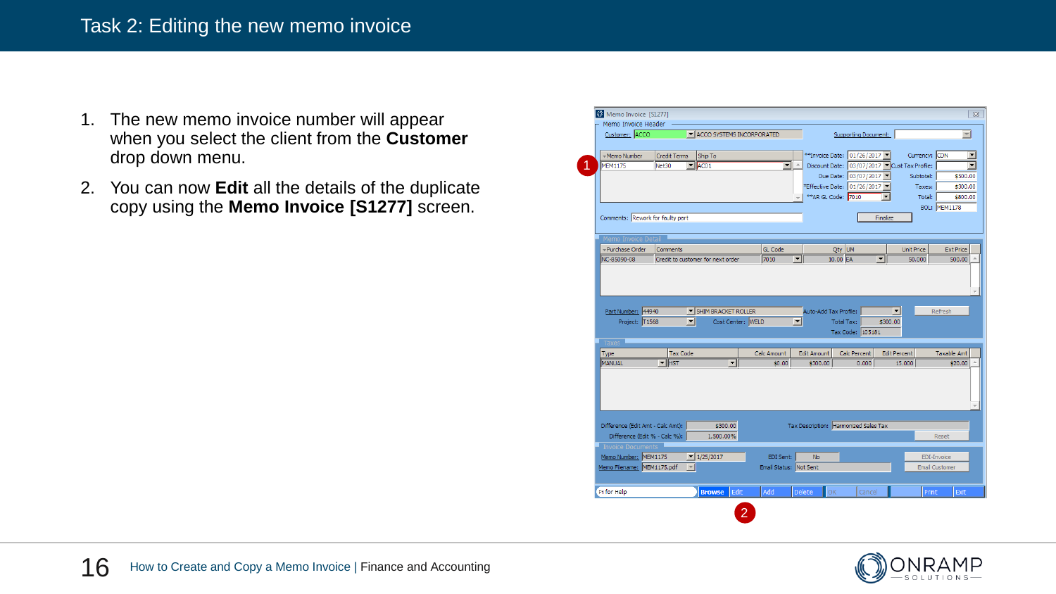# Task 2: Editing the new memo invoice

1. The new memo invoice number will appear when you select the client from the **Customer** drop down menu.
2. You can now **Edit** all the details of the duplicate copy using the **Memo Invoice [S1277]** screen.